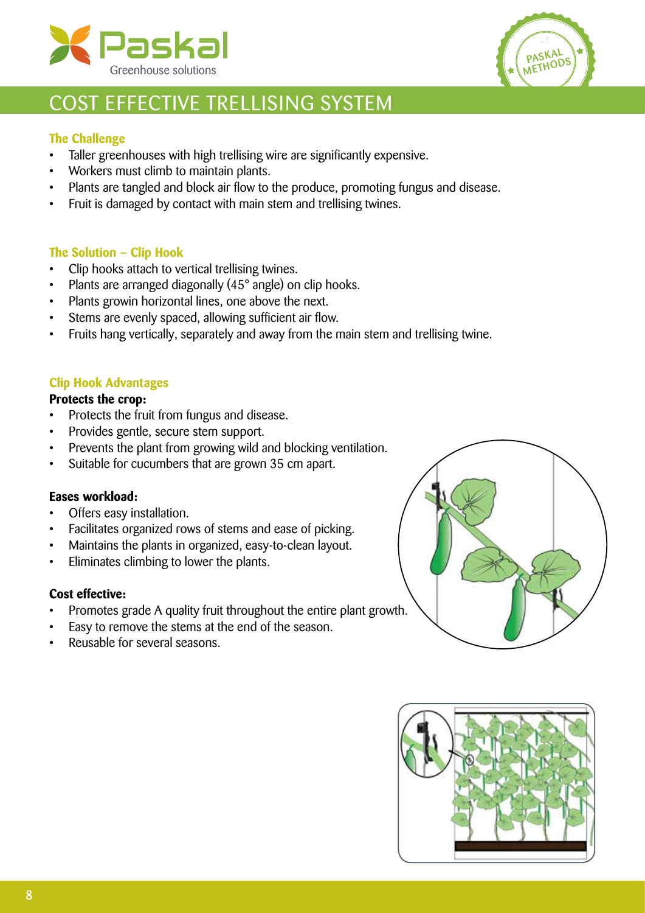Paskal
Greenhouse solutions

PASKAL METHODS

# COST EFFECTIVE TRELLISING SYSTEM

### The Challenge

- Taller greenhouses with high trellising wire are significantly expensive.
- Workers must climb to maintain plants.
- Plants are tangled and block air flow to the produce, promoting fungus and disease.
- Fruit is damaged by contact with main stem and trellising twines.

### The Solution – Clip Hook

- Clip hooks attach to vertical trellising twines.
- Plants are arranged diagonally (45° angle) on clip hooks.
- Plants growin horizontal lines, one above the next.
- Stems are evenly spaced, allowing sufficient air flow.
- Fruits hang vertically, separately and away from the main stem and trellising twine.

### Clip Hook Advantages

**Protects the crop:**

- Protects the fruit from fungus and disease.
- Provides gentle, secure stem support.
- Prevents the plant from growing wild and blocking ventilation.
- Suitable for cucumbers that are grown 35 cm apart.

**Eases workload:**

- Offers easy installation.
- Facilitates organized rows of stems and ease of picking.
- Maintains the plants in organized, easy-to-clean layout.
- Eliminates climbing to lower the plants.

**Cost effective:**

- Promotes grade A quality fruit throughout the entire plant growth.
- Easy to remove the stems at the end of the season.
- Reusable for several seasons.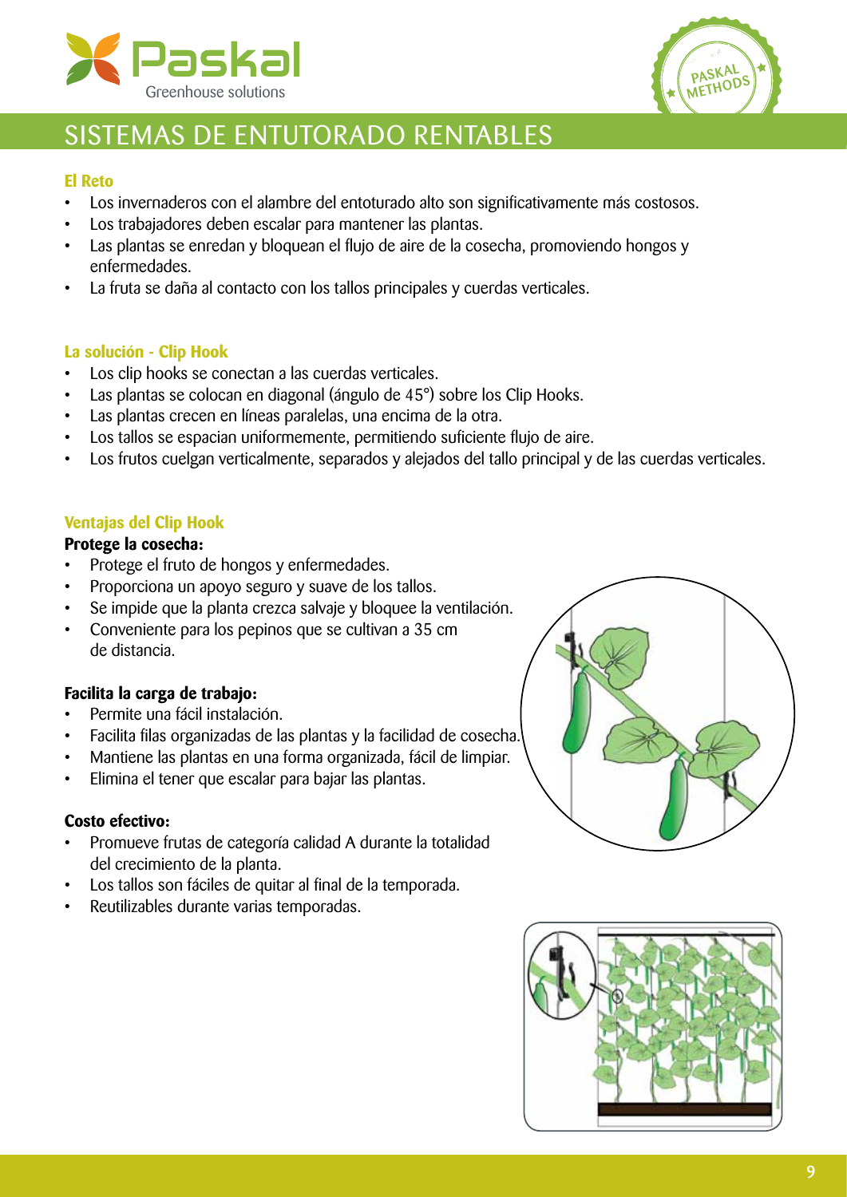# SISTEMAS DE ENTUTORADO RENTABLES

### El Reto

- Los invernaderos con el alambre del entoturado alto son significativamente más costosos.
- Los trabajadores deben escalar para mantener las plantas.
- Las plantas se enredan y bloquean el flujo de aire de la cosecha, promoviendo hongos y enfermedades.
- La fruta se daña al contacto con los tallos principales y cuerdas verticales.

### La solución - Clip Hook

- Los clip hooks se conectan a las cuerdas verticales.
- Las plantas se colocan en diagonal (ángulo de 45°) sobre los Clip Hooks.
- Las plantas crecen en líneas paralelas, una encima de la otra.
- Los tallos se espacian uniformemente, permitiendo suficiente flujo de aire.
- Los frutos cuelgan verticalmente, separados y alejados del tallo principal y de las cuerdas verticales.

### Ventajas del Clip Hook

**Protege la cosecha:**

- Protege el fruto de hongos y enfermedades.
- Proporciona un apoyo seguro y suave de los tallos.
- Se impide que la planta crezca salvaje y bloquee la ventilación.
- Conveniente para los pepinos que se cultivan a 35 cm de distancia.

**Facilita la carga de trabajo:**

- Permite una fácil instalación.
- Facilita filas organizadas de las plantas y la facilidad de cosecha.
- Mantiene las plantas en una forma organizada, fácil de limpiar.
- Elimina el tener que escalar para bajar las plantas.

**Costo efectivo:**

- Promueve frutas de categoría calidad A durante la totalidad del crecimiento de la planta.
- Los tallos son fáciles de quitar al final de la temporada.
- Reutilizables durante varias temporadas.